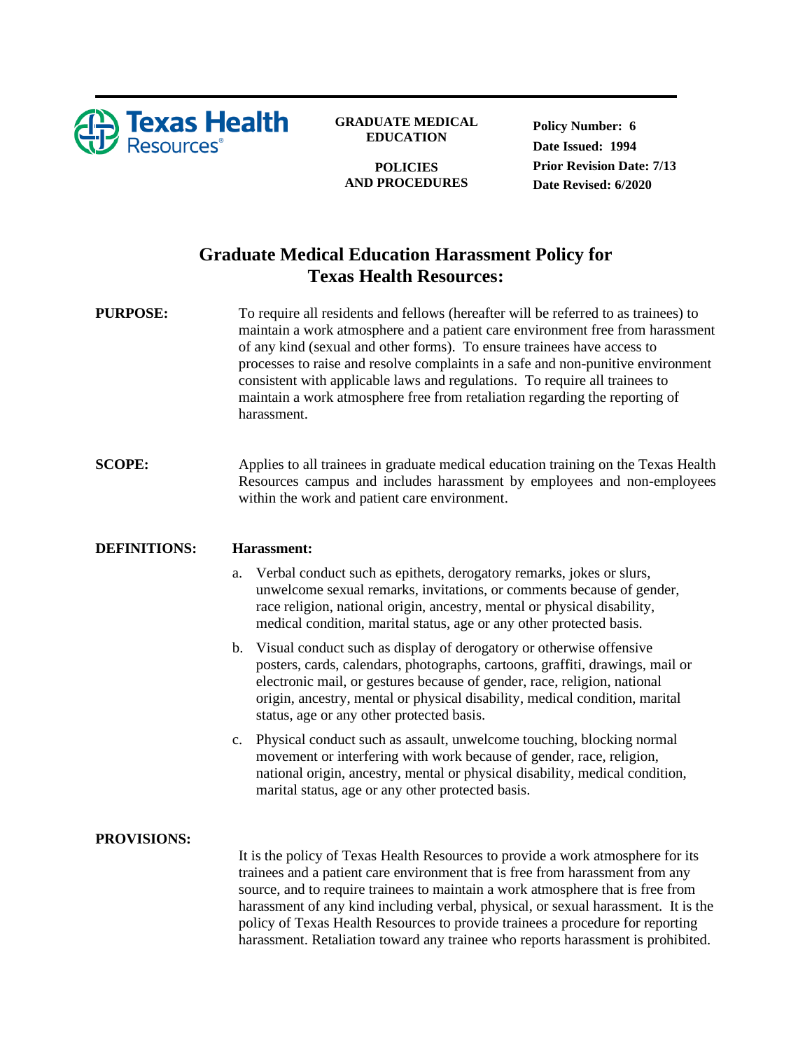Texas Health Resources

**GRADUATE MEDICAL EDUCATION**

**POLICIES AND PROCEDURES**

**Policy Number: 6**
**Date Issued: 1994**
**Prior Revision Date: 7/13**
**Date Revised: 6/2020**

# Graduate Medical Education Harassment Policy for Texas Health Resources:

**PURPOSE:** To require all residents and fellows (hereafter will be referred to as trainees) to maintain a work atmosphere and a patient care environment free from harassment of any kind (sexual and other forms). To ensure trainees have access to processes to raise and resolve complaints in a safe and non-punitive environment consistent with applicable laws and regulations. To require all trainees to maintain a work atmosphere free from retaliation regarding the reporting of harassment.

**SCOPE:** Applies to all trainees in graduate medical education training on the Texas Health Resources campus and includes harassment by employees and non-employees within the work and patient care environment.

**DEFINITIONS:** **Harassment:**

a. Verbal conduct such as epithets, derogatory remarks, jokes or slurs, unwelcome sexual remarks, invitations, or comments because of gender, race religion, national origin, ancestry, mental or physical disability, medical condition, marital status, age or any other protected basis.

b. Visual conduct such as display of derogatory or otherwise offensive posters, cards, calendars, photographs, cartoons, graffiti, drawings, mail or electronic mail, or gestures because of gender, race, religion, national origin, ancestry, mental or physical disability, medical condition, marital status, age or any other protected basis.

c. Physical conduct such as assault, unwelcome touching, blocking normal movement or interfering with work because of gender, race, religion, national origin, ancestry, mental or physical disability, medical condition, marital status, age or any other protected basis.

**PROVISIONS:**

It is the policy of Texas Health Resources to provide a work atmosphere for its trainees and a patient care environment that is free from harassment from any source, and to require trainees to maintain a work atmosphere that is free from harassment of any kind including verbal, physical, or sexual harassment. It is the policy of Texas Health Resources to provide trainees a procedure for reporting harassment. Retaliation toward any trainee who reports harassment is prohibited.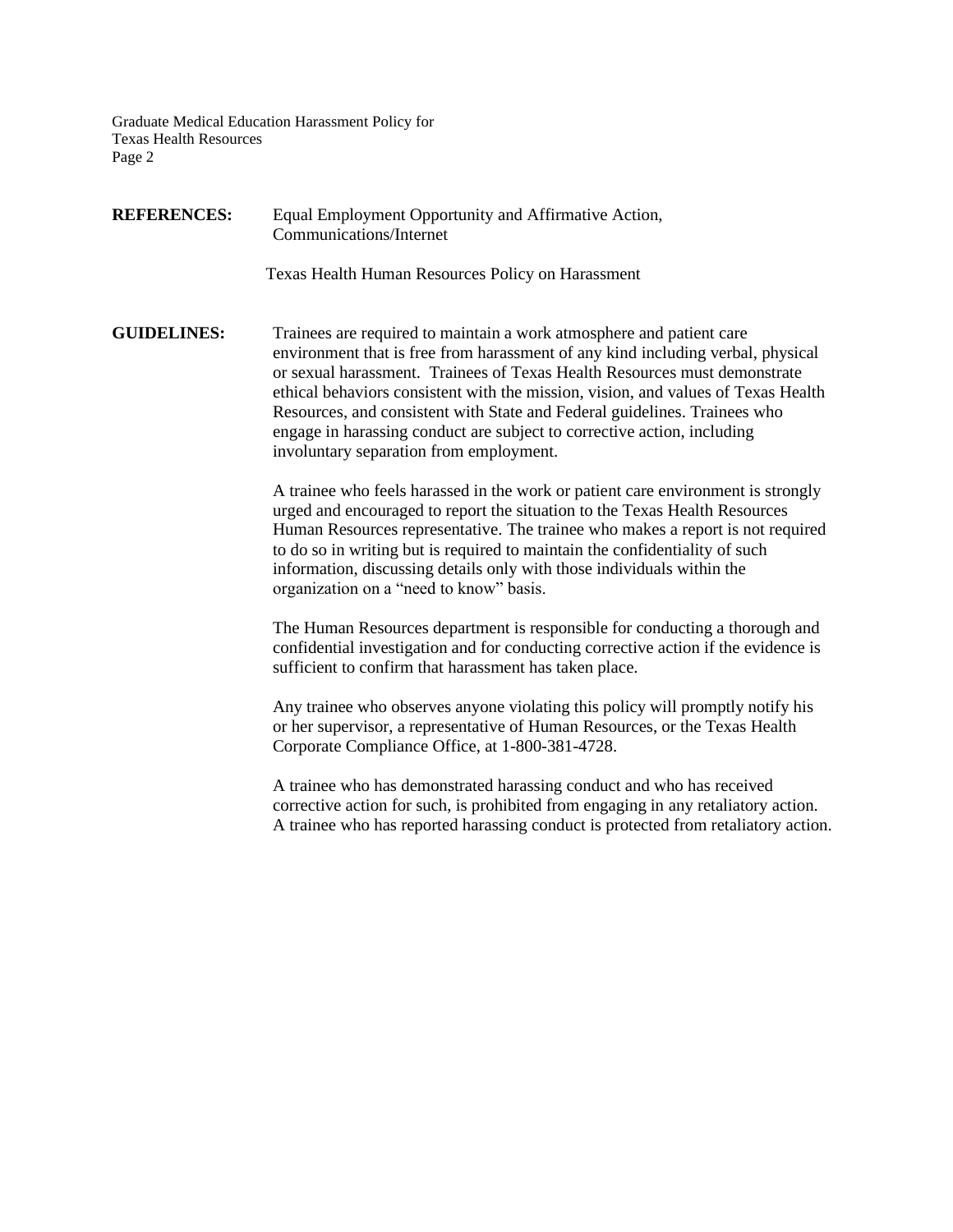**REFERENCES:** Equal Employment Opportunity and Affirmative Action, Communications/Internet

Texas Health Human Resources Policy on Harassment

**GUIDELINES:** Trainees are required to maintain a work atmosphere and patient care environment that is free from harassment of any kind including verbal, physical or sexual harassment. Trainees of Texas Health Resources must demonstrate ethical behaviors consistent with the mission, vision, and values of Texas Health Resources, and consistent with State and Federal guidelines. Trainees who engage in harassing conduct are subject to corrective action, including involuntary separation from employment.

A trainee who feels harassed in the work or patient care environment is strongly urged and encouraged to report the situation to the Texas Health Resources Human Resources representative. The trainee who makes a report is not required to do so in writing but is required to maintain the confidentiality of such information, discussing details only with those individuals within the organization on a "need to know" basis.

The Human Resources department is responsible for conducting a thorough and confidential investigation and for conducting corrective action if the evidence is sufficient to confirm that harassment has taken place.

Any trainee who observes anyone violating this policy will promptly notify his or her supervisor, a representative of Human Resources, or the Texas Health Corporate Compliance Office, at 1-800-381-4728.

A trainee who has demonstrated harassing conduct and who has received corrective action for such, is prohibited from engaging in any retaliatory action. A trainee who has reported harassing conduct is protected from retaliatory action.